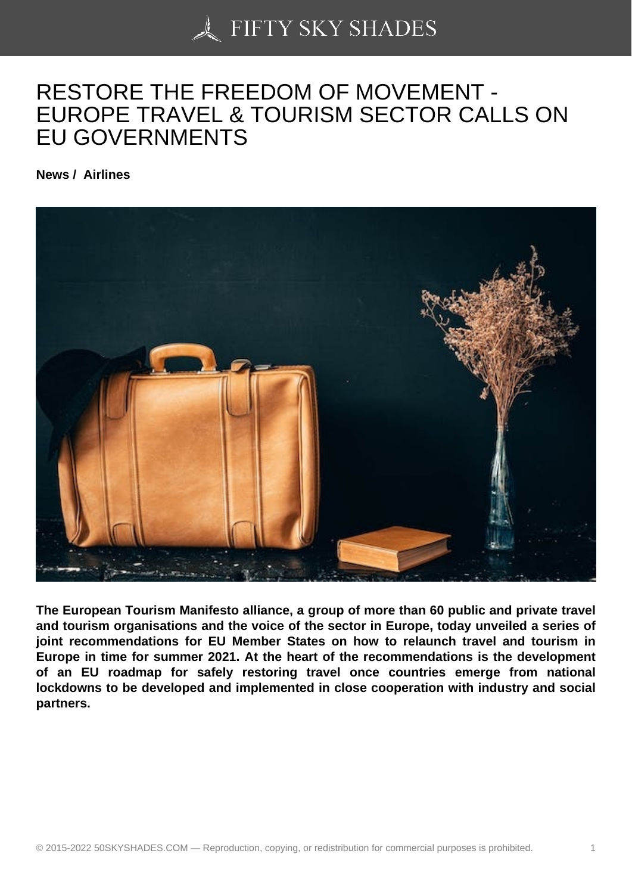# RESTORE THE FREEDOM OF MOVEMENT - EUROPE TRAVEL & TOURISM SECTOR CALLS ON EU GOVERNMENTS

**News / Airlines**

**The European Tourism Manifesto alliance, a group of more than 60 public and private travel and tourism organisations and the voice of the sector in Europe, today unveiled a series of joint recommendations for EU Member States on how to relaunch travel and tourism in Europe in time for summer 2021. At the heart of the recommendations is the development of an EU roadmap for safely restoring travel once countries emerge from national lockdowns to be developed and implemented in close cooperation with industry and social partners.**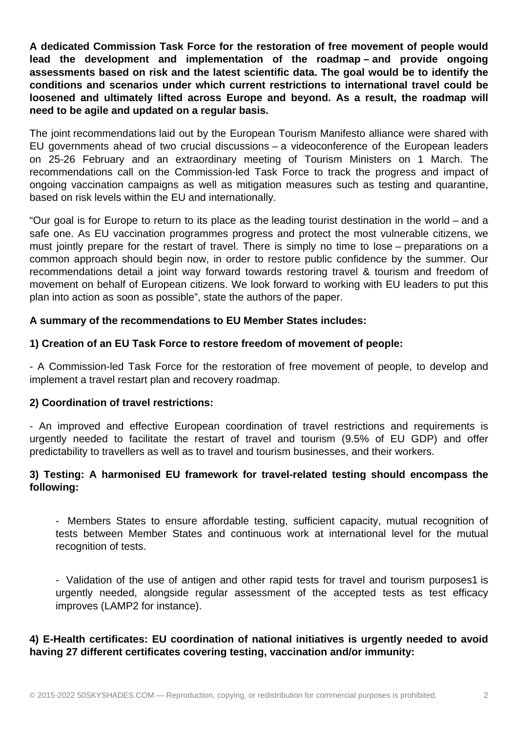**A dedicated Commission Task Force for the restoration of free movement of people would lead the development and implementation of the roadmap – and provide ongoing assessments based on risk and the latest scientific data. The goal would be to identify the conditions and scenarios under which current restrictions to international travel could be loosened and ultimately lifted across Europe and beyond. As a result, the roadmap will need to be agile and updated on a regular basis.**

The joint recommendations laid out by the European Tourism Manifesto alliance were shared with EU governments ahead of two crucial discussions – a videoconference of the European leaders on 25-26 February and an extraordinary meeting of Tourism Ministers on 1 March. The recommendations call on the Commission-led Task Force to track the progress and impact of ongoing vaccination campaigns as well as mitigation measures such as testing and quarantine, based on risk levels within the EU and internationally.

"Our goal is for Europe to return to its place as the leading tourist destination in the world – and a safe one. As EU vaccination programmes progress and protect the most vulnerable citizens, we must jointly prepare for the restart of travel. There is simply no time to lose – preparations on a common approach should begin now, in order to restore public confidence by the summer. Our recommendations detail a joint way forward towards restoring travel & tourism and freedom of movement on behalf of European citizens. We look forward to working with EU leaders to put this plan into action as soon as possible", state the authors of the paper.

**A summary of the recommendations to EU Member States includes:**

**1) Creation of an EU Task Force to restore freedom of movement of people:**

- A Commission-led Task Force for the restoration of free movement of people, to develop and implement a travel restart plan and recovery roadmap.

**2) Coordination of travel restrictions:**

- An improved and effective European coordination of travel restrictions and requirements is urgently needed to facilitate the restart of travel and tourism (9.5% of EU GDP) and offer predictability to travellers as well as to travel and tourism businesses, and their workers.

**3) Testing: A harmonised EU framework for travel-related testing should encompass the following:**

- Members States to ensure affordable testing, sufficient capacity, mutual recognition of tests between Member States and continuous work at international level for the mutual recognition of tests.

- Validation of the use of antigen and other rapid tests for travel and tourism purposes[1] is urgently needed, alongside regular assessment of the accepted tests as test efficacy improves (LAMP[2] for instance).

**4) E-Health certificates: EU coordination of national initiatives is urgently needed to avoid having 27 different certificates covering testing, vaccination and/or immunity:**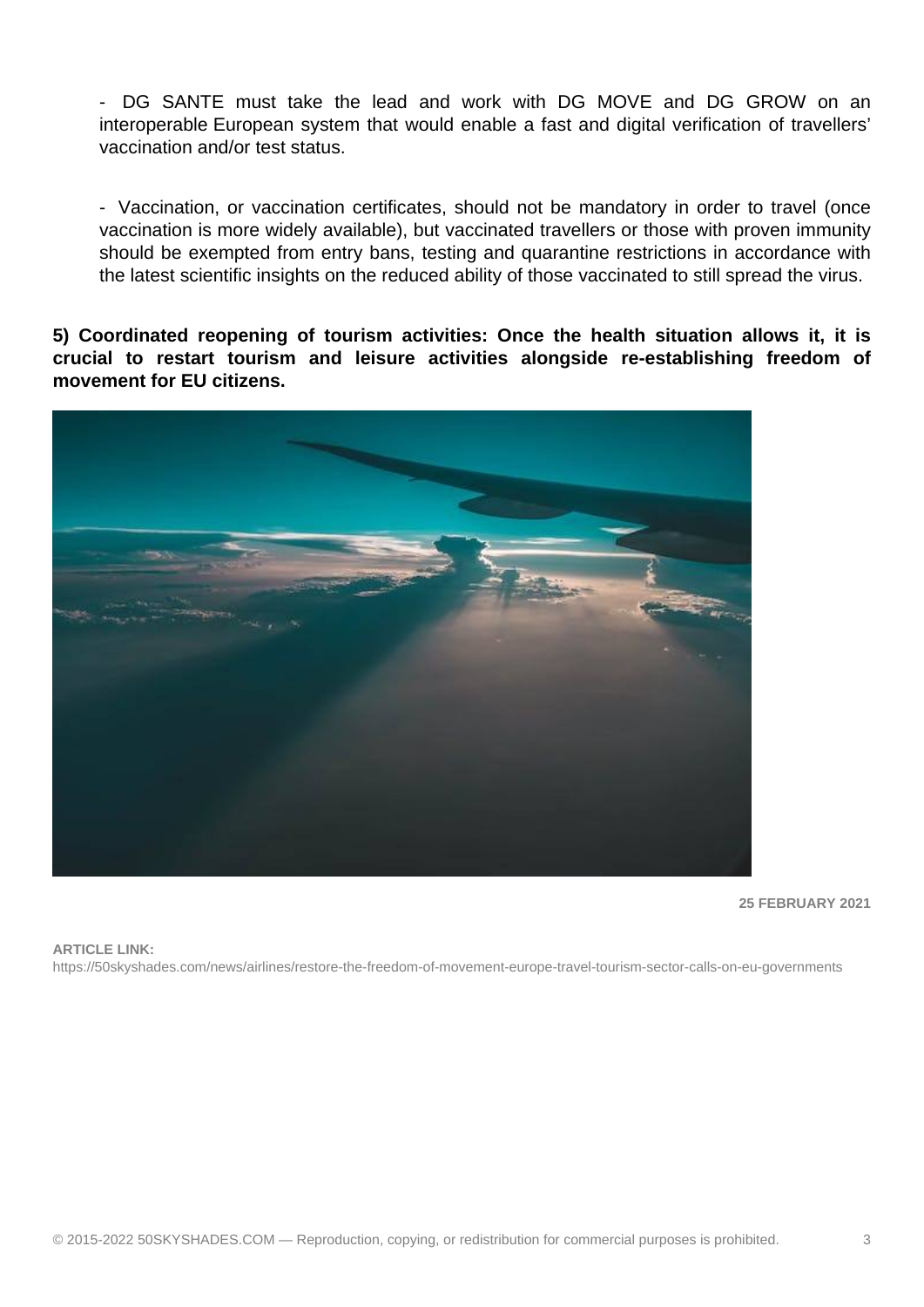- DG SANTE must take the lead and work with DG MOVE and DG GROW on an interoperable European system that would enable a fast and digital verification of travellers' vaccination and/or test status.

- Vaccination, or vaccination certificates, should not be mandatory in order to travel (once vaccination is more widely available), but vaccinated travellers or those with proven immunity should be exempted from entry bans, testing and quarantine restrictions in accordance with the latest scientific insights on the reduced ability of those vaccinated to still spread the virus.

**5) Coordinated reopening of tourism activities: Once the health situation allows it, it is crucial to restart tourism and leisure activities alongside re-establishing freedom of movement for EU citizens.**

**25 FEBRUARY 2021**

**ARTICLE LINK:**
https://50skyshades.com/news/airlines/restore-the-freedom-of-movement-europe-travel-tourism-sector-calls-on-eu-governments

© 2015-2022 50SKYSHADES.COM — Reproduction, copying, or redistribution for commercial purposes is prohibited.